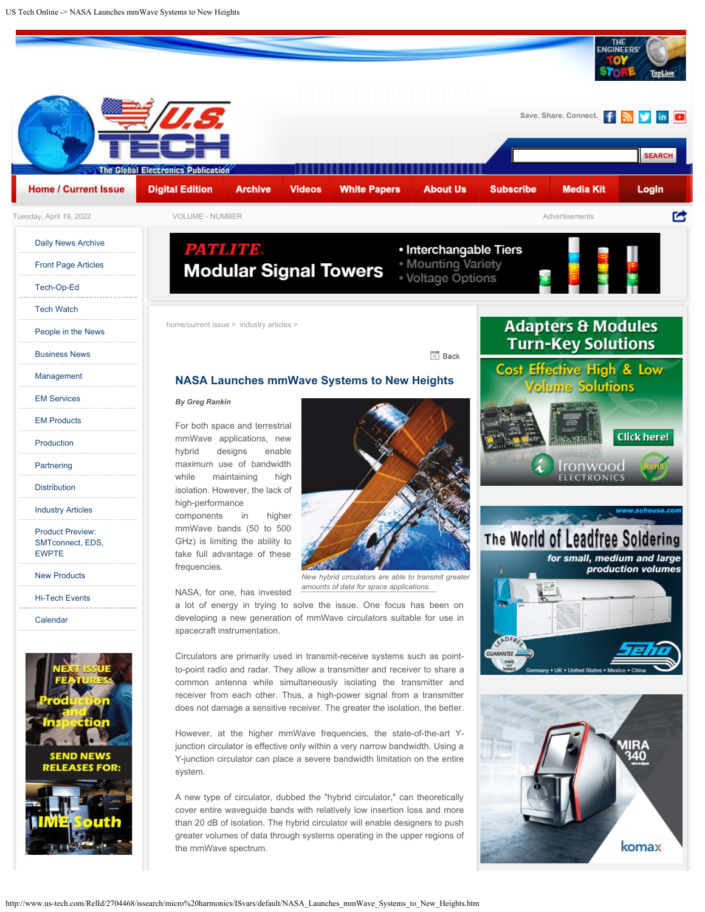home/current issue > industry articles >

## NASA Launches mmWave Systems to New Heights

*By Greg Rankin*

For both space and terrestrial mmWave applications, new hybrid designs enable maximum use of bandwidth while maintaining high isolation. However, the lack of high-performance components in higher mmWave bands (50 to 500 GHz) is limiting the ability to take full advantage of these frequencies.

*New hybrid circulators are able to transmit greater amounts of data for space applications.*

NASA, for one, has invested a lot of energy in trying to solve the issue. One focus has been on developing a new generation of mmWave circulators suitable for use in spacecraft instrumentation.

Circulators are primarily used in transmit-receive systems such as point-to-point radio and radar. They allow a transmitter and receiver to share a common antenna while simultaneously isolating the transmitter and receiver from each other. Thus, a high-power signal from a transmitter does not damage a sensitive receiver. The greater the isolation, the better.

However, at the higher mmWave frequencies, the state-of-the-art Y-junction circulator is effective only within a very narrow bandwidth. Using a Y-junction circulator can place a severe bandwidth limitation on the entire system.

A new type of circulator, dubbed the "hybrid circulator," can theoretically cover entire waveguide bands with relatively low insertion loss and more than 20 dB of isolation. The hybrid circulator will enable designers to push greater volumes of data through systems operating in the upper regions of the mmWave spectrum.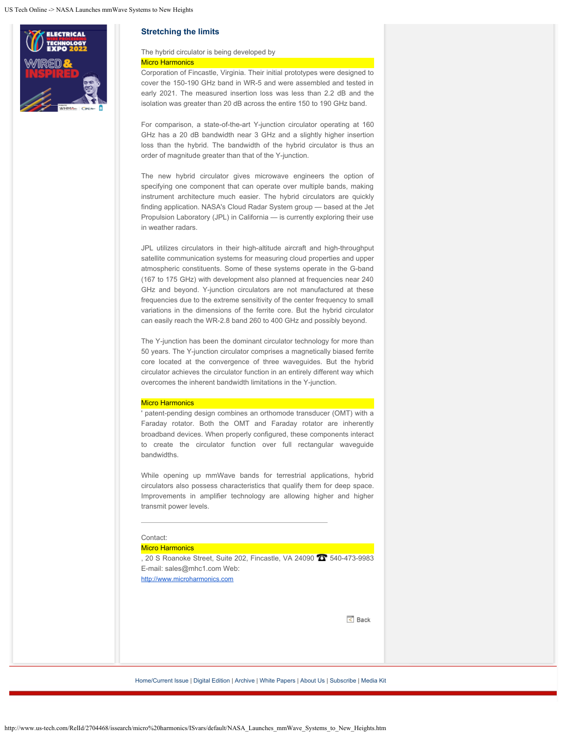## Stretching the limits

The hybrid circulator is being developed by Micro Harmonics Corporation of Fincastle, Virginia. Their initial prototypes were designed to cover the 150-190 GHz band in WR-5 and were assembled and tested in early 2021. The measured insertion loss was less than 2.2 dB and the isolation was greater than 20 dB across the entire 150 to 190 GHz band.

For comparison, a state-of-the-art Y-junction circulator operating at 160 GHz has a 20 dB bandwidth near 3 GHz and a slightly higher insertion loss than the hybrid. The bandwidth of the hybrid circulator is thus an order of magnitude greater than that of the Y-junction.

The new hybrid circulator gives microwave engineers the option of specifying one component that can operate over multiple bands, making instrument architecture much easier. The hybrid circulators are quickly finding application. NASA's Cloud Radar System group — based at the Jet Propulsion Laboratory (JPL) in California — is currently exploring their use in weather radars.

JPL utilizes circulators in their high-altitude aircraft and high-throughput satellite communication systems for measuring cloud properties and upper atmospheric constituents. Some of these systems operate in the G-band (167 to 175 GHz) with development also planned at frequencies near 240 GHz and beyond. Y-junction circulators are not manufactured at these frequencies due to the extreme sensitivity of the center frequency to small variations in the dimensions of the ferrite core. But the hybrid circulator can easily reach the WR-2.8 band 260 to 400 GHz and possibly beyond.

The Y-junction has been the dominant circulator technology for more than 50 years. The Y-junction circulator comprises a magnetically biased ferrite core located at the convergence of three waveguides. But the hybrid circulator achieves the circulator function in an entirely different way which overcomes the inherent bandwidth limitations in the Y-junction.

Micro Harmonics' patent-pending design combines an orthomode transducer (OMT) with a Faraday rotator. Both the OMT and Faraday rotator are inherently broadband devices. When properly configured, these components interact to create the circulator function over full rectangular waveguide bandwidths.

While opening up mmWave bands for terrestrial applications, hybrid circulators also possess characteristics that qualify them for deep space. Improvements in amplifier technology are allowing higher and higher transmit power levels.

---

Contact:
Micro Harmonics, 20 S Roanoke Street, Suite 202, Fincastle, VA 24090 ☎ 540-473-9983
E-mail: sales@mhc1.com Web: http://www.microharmonics.com

Back

Home/Current Issue | Digital Edition | Archive | White Papers | About Us | Subscribe | Media Kit